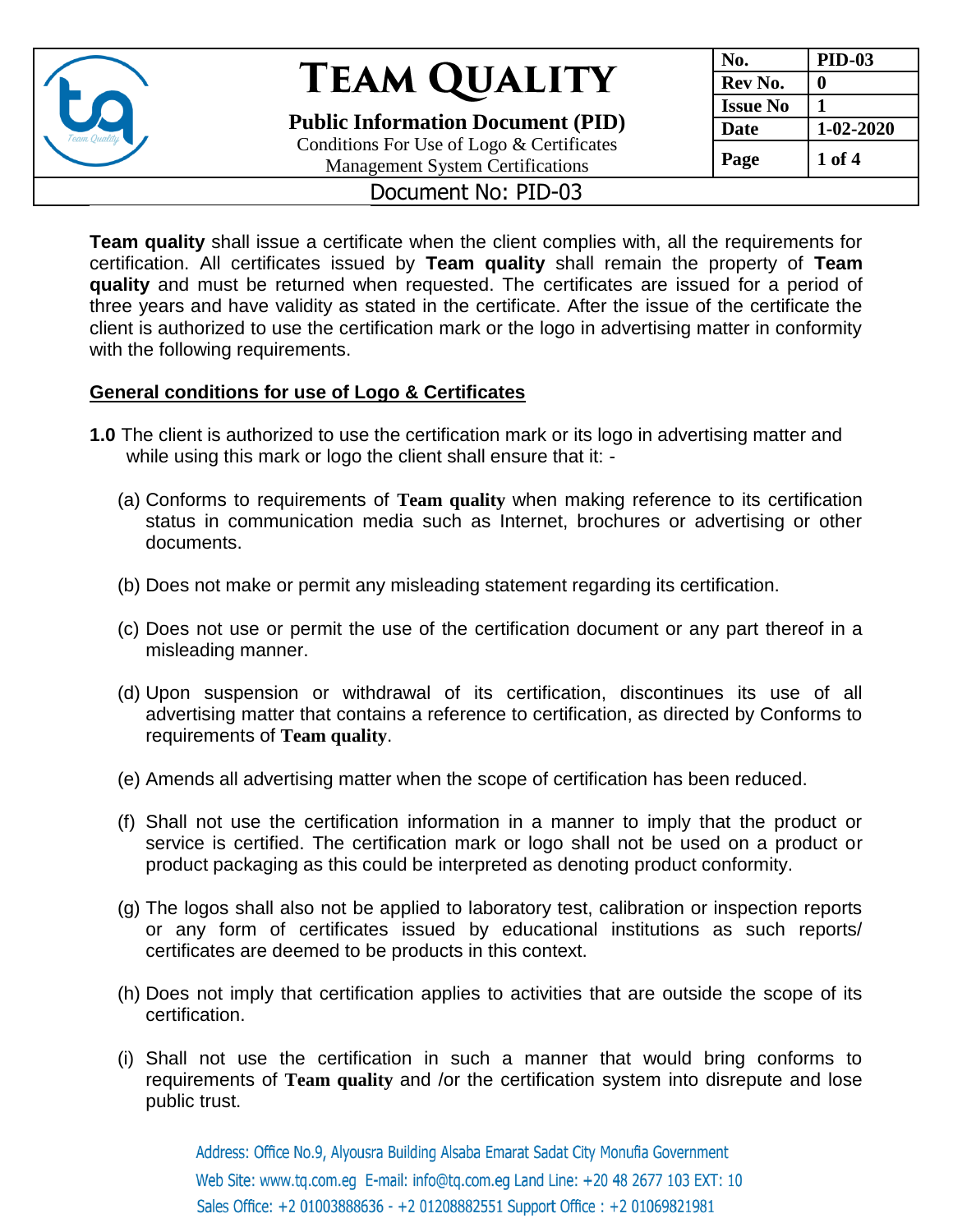# Team Quality

**Public Information Document (PID)**
Conditions For Use of Logo & Certificates
Management System Certifications

| No. | PID-03 |
|---|---|
| Rev No. | 0 |
| Issue No | 1 |
| Date | 1-02-2020 |

Document No: PID-03

**Team quality** shall issue a certificate when the client complies with, all the requirements for certification. All certificates issued by **Team quality** shall remain the property of **Team quality** and must be returned when requested. The certificates are issued for a period of three years and have validity as stated in the certificate. After the issue of the certificate the client is authorized to use the certification mark or the logo in advertising matter in conformity with the following requirements.

## General conditions for use of Logo & Certificates

**1.0** The client is authorized to use the certification mark or its logo in advertising matter and while using this mark or logo the client shall ensure that it: -

(a) Conforms to requirements of **Team quality** when making reference to its certification status in communication media such as Internet, brochures or advertising or other documents.

(b) Does not make or permit any misleading statement regarding its certification.

(c) Does not use or permit the use of the certification document or any part thereof in a misleading manner.

(d) Upon suspension or withdrawal of its certification, discontinues its use of all advertising matter that contains a reference to certification, as directed by Conforms to requirements of **Team quality**.

(e) Amends all advertising matter when the scope of certification has been reduced.

(f) Shall not use the certification information in a manner to imply that the product or service is certified. The certification mark or logo shall not be used on a product or product packaging as this could be interpreted as denoting product conformity.

(g) The logos shall also not be applied to laboratory test, calibration or inspection reports or any form of certificates issued by educational institutions as such reports/ certificates are deemed to be products in this context.

(h) Does not imply that certification applies to activities that are outside the scope of its certification.

(i) Shall not use the certification in such a manner that would bring conforms to requirements of **Team quality** and /or the certification system into disrepute and lose public trust.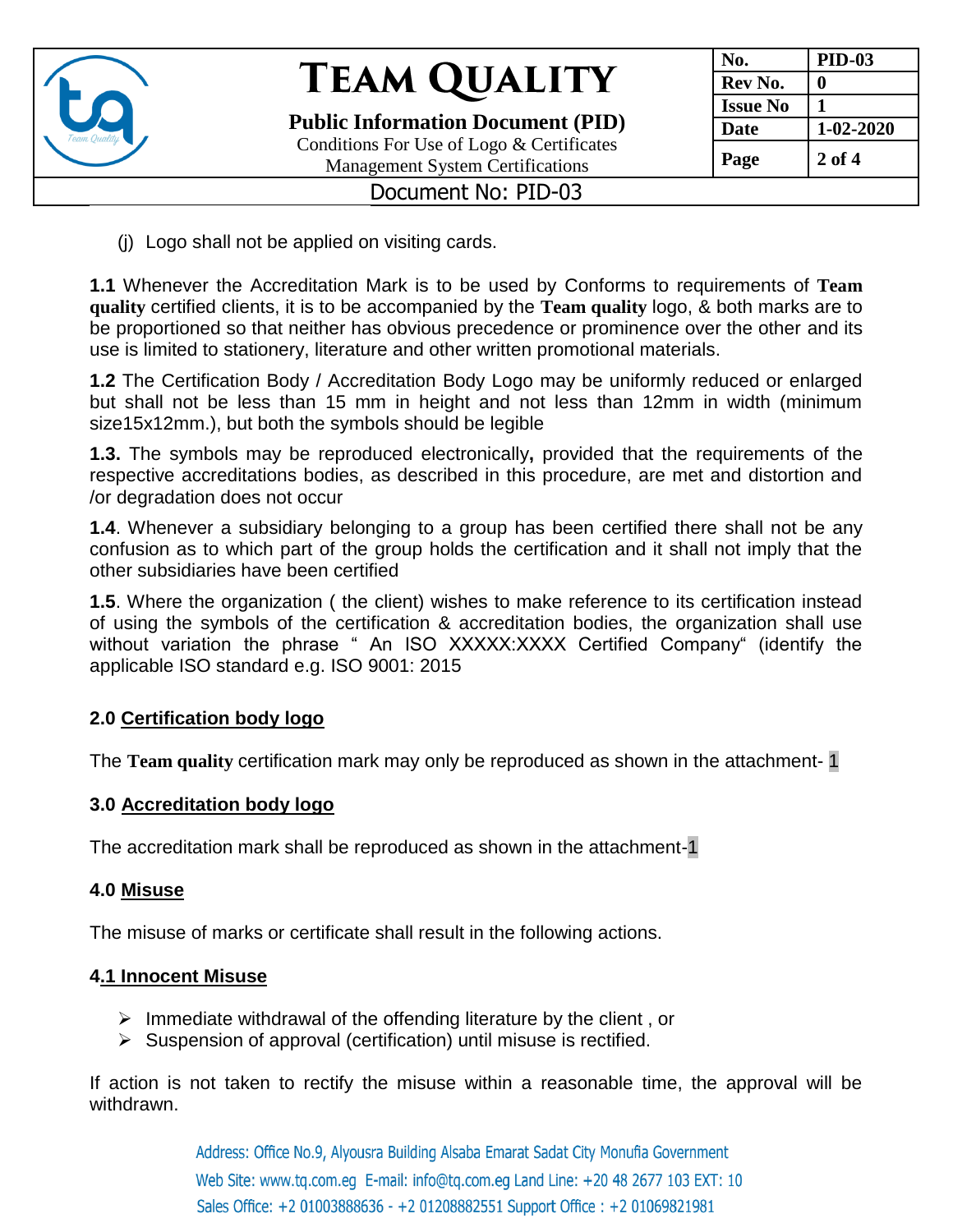(j) Logo shall not be applied on visiting cards.

**1.1** Whenever the Accreditation Mark is to be used by Conforms to requirements of **Team quality** certified clients, it is to be accompanied by the **Team quality** logo, & both marks are to be proportioned so that neither has obvious precedence or prominence over the other and its use is limited to stationery, literature and other written promotional materials.

**1.2** The Certification Body / Accreditation Body Logo may be uniformly reduced or enlarged but shall not be less than 15 mm in height and not less than 12mm in width (minimum size15x12mm.), but both the symbols should be legible

**1.3.** The symbols may be reproduced electronically**,** provided that the requirements of the respective accreditations bodies, as described in this procedure, are met and distortion and /or degradation does not occur

**1.4**. Whenever a subsidiary belonging to a group has been certified there shall not be any confusion as to which part of the group holds the certification and it shall not imply that the other subsidiaries have been certified

**1.5**. Where the organization ( the client) wishes to make reference to its certification instead of using the symbols of the certification & accreditation bodies, the organization shall use without variation the phrase " An ISO XXXXX:XXXX Certified Company" (identify the applicable ISO standard e.g. ISO 9001: 2015

## 2.0 Certification body logo

The **Team quality** certification mark may only be reproduced as shown in the attachment- 1

## 3.0 Accreditation body logo

The accreditation mark shall be reproduced as shown in the attachment-1

## 4.0 Misuse

The misuse of marks or certificate shall result in the following actions.

### 4.1 Innocent Misuse

- Immediate withdrawal of the offending literature by the client , or
- Suspension of approval (certification) until misuse is rectified.

If action is not taken to rectify the misuse within a reasonable time, the approval will be withdrawn.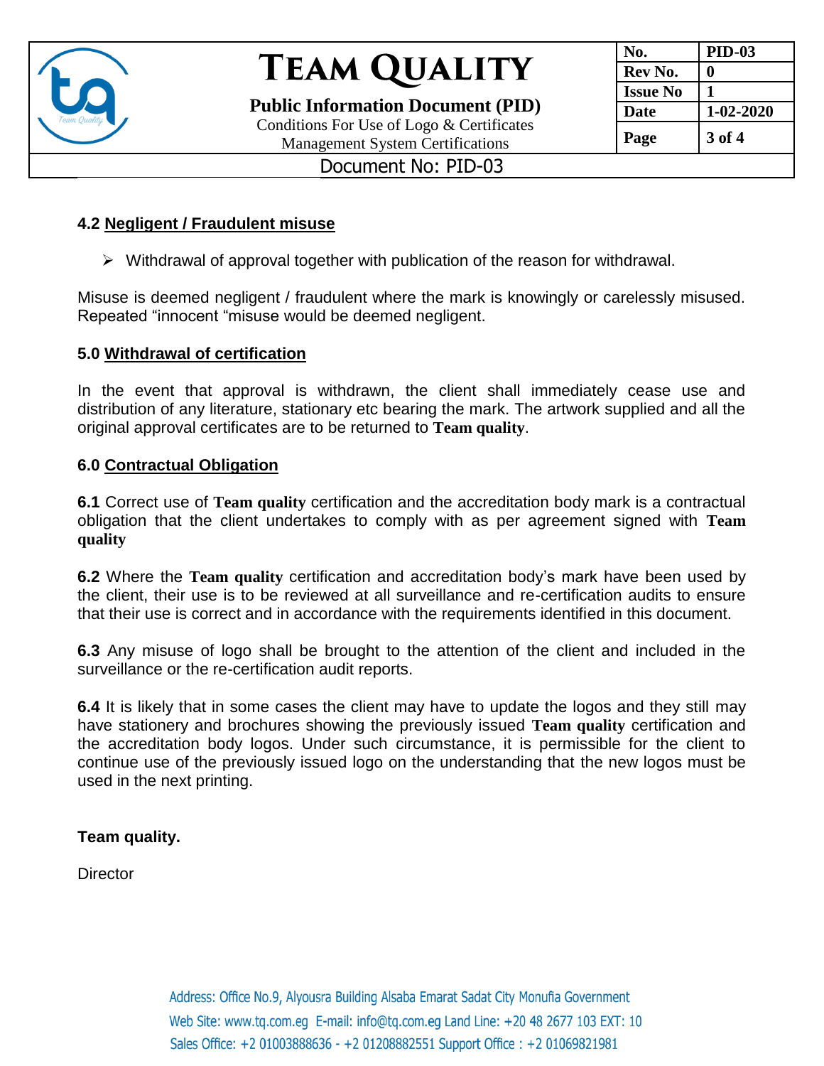### 4.2 Negligent / Fraudulent misuse

- Withdrawal of approval together with publication of the reason for withdrawal.

Misuse is deemed negligent / fraudulent where the mark is knowingly or carelessly misused. Repeated “innocent “misuse would be deemed negligent.

### 5.0 Withdrawal of certification

In the event that approval is withdrawn, the client shall immediately cease use and distribution of any literature, stationary etc bearing the mark. The artwork supplied and all the original approval certificates are to be returned to **Team quality**.

### 6.0 Contractual Obligation

**6.1** Correct use of **Team quality** certification and the accreditation body mark is a contractual obligation that the client undertakes to comply with as per agreement signed with **Team quality**

**6.2** Where the **Team quality** certification and accreditation body’s mark have been used by the client, their use is to be reviewed at all surveillance and re-certification audits to ensure that their use is correct and in accordance with the requirements identified in this document.

**6.3** Any misuse of logo shall be brought to the attention of the client and included in the surveillance or the re-certification audit reports.

**6.4** It is likely that in some cases the client may have to update the logos and they still may have stationery and brochures showing the previously issued **Team quality** certification and the accreditation body logos. Under such circumstance, it is permissible for the client to continue use of the previously issued logo on the understanding that the new logos must be used in the next printing.

**Team quality.**

Director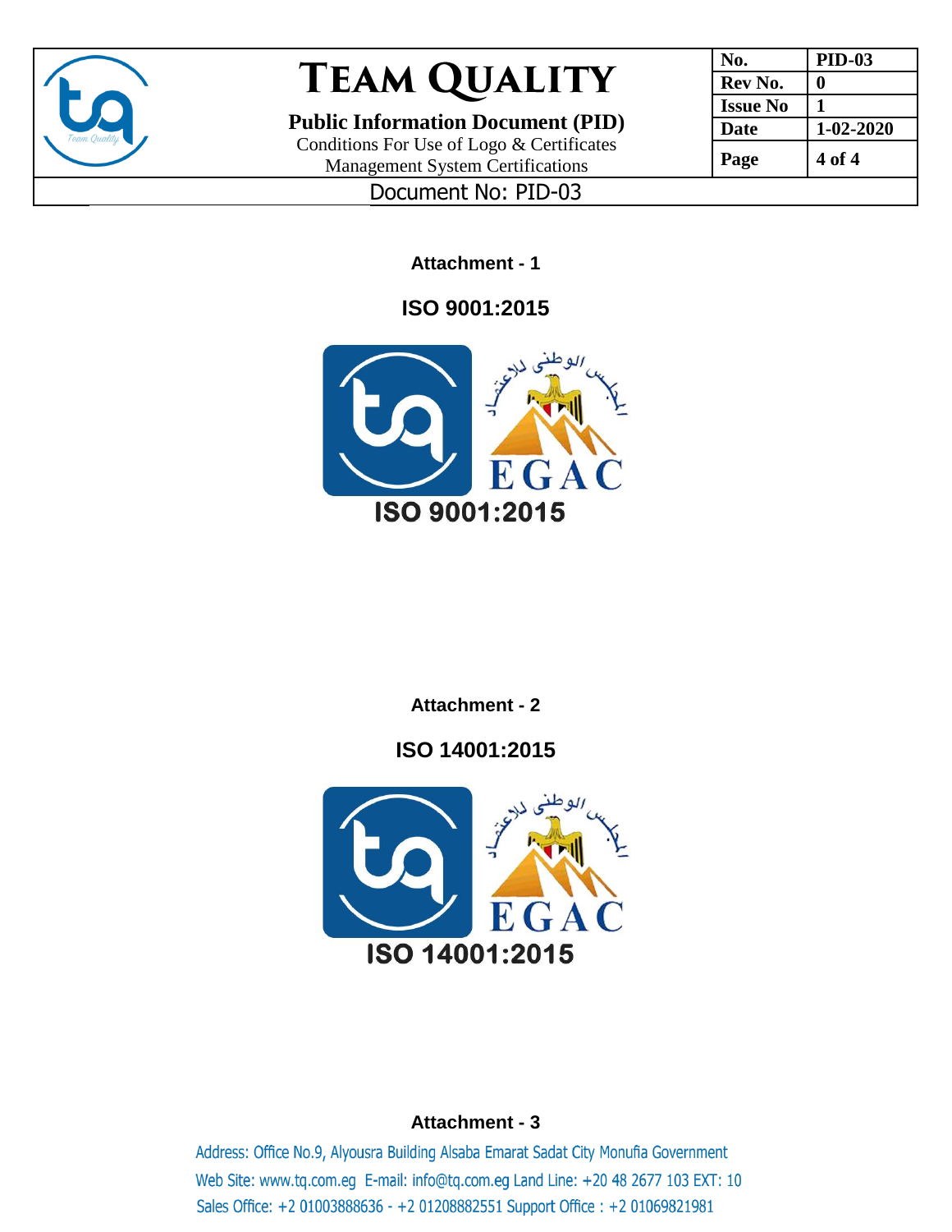**Attachment - 1**

**ISO 9001:2015**

**Attachment - 2**

**ISO 14001:2015**

**Attachment - 3**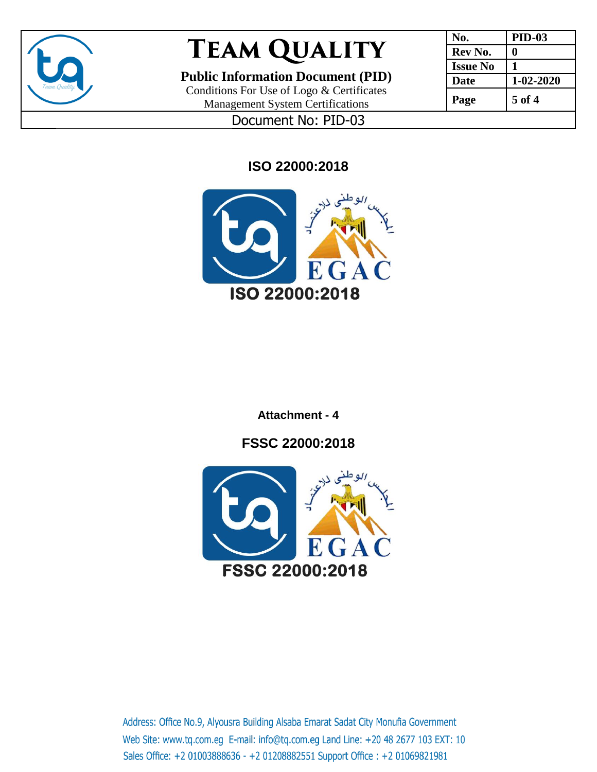## ISO 22000:2018

ISO 22000:2018

**Attachment - 4**

## FSSC 22000:2018

FSSC 22000:2018

Address: Office No.9, Alyousra Building Alsaba Emarat Sadat City Monufia Government
Web Site: www.tq.com.eg E-mail: info@tq.com.eg Land Line: +20 48 2677 103 EXT: 10
Sales Office: +2 01003888636 - +2 01208882551 Support Office : +2 01069821981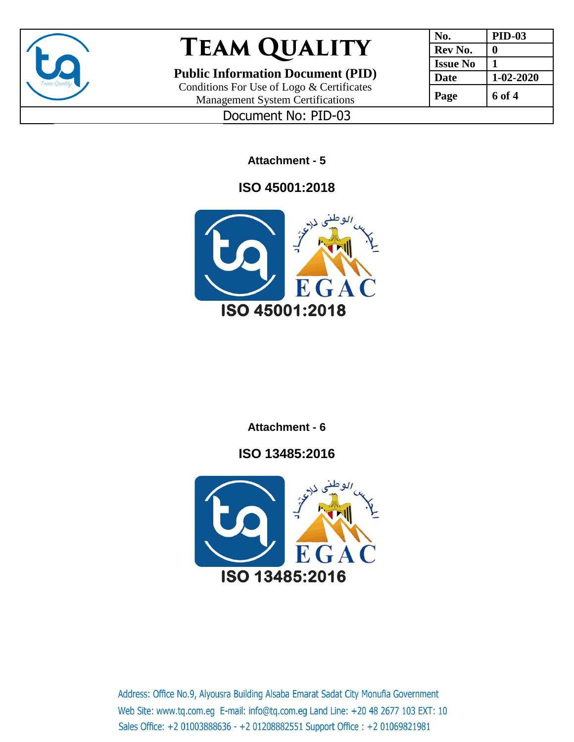**Attachment - 5**

**ISO 45001:2018**

**Attachment - 6**

**ISO 13485:2016**